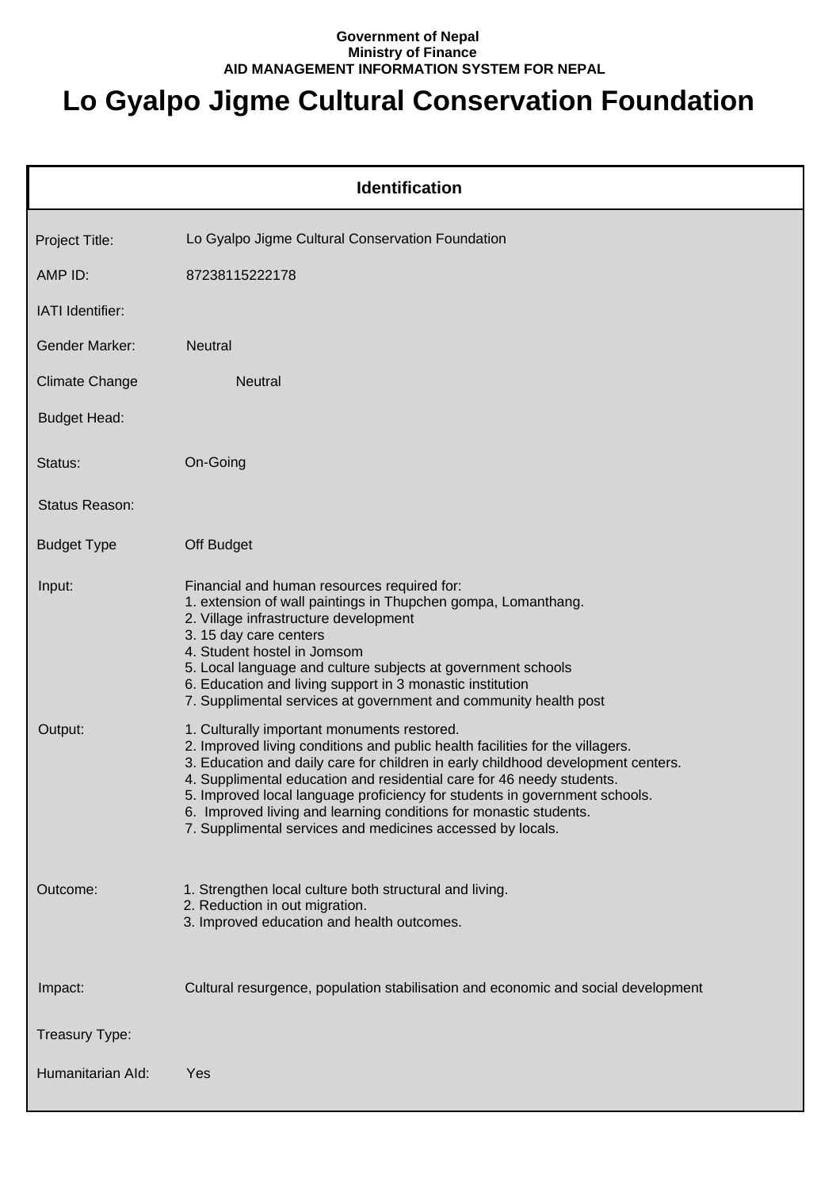**Government of Nepal**
**Ministry of Finance**
**AID MANAGEMENT INFORMATION SYSTEM FOR NEPAL**

# Lo Gyalpo Jigme Cultural Conservation Foundation

## Identification

| | |
|---|---|
| Project Title: | Lo Gyalpo Jigme Cultural Conservation Foundation |
| AMP ID: | 87238115222178 |
| IATI Identifier: | |
| Gender Marker: | Neutral |
| Climate Change | Neutral |
| Budget Head: | |
| Status: | On-Going |
| Status Reason: | |
| Budget Type | Off Budget |
| Input: | Financial and human resources required for:<br>1. extension of wall paintings in Thupchen gompa, Lomanthang.<br>2. Village infrastructure development<br>3. 15 day care centers<br>4. Student hostel in Jomsom<br>5. Local language and culture subjects at government schools<br>6. Education and living support in 3 monastic institution<br>7. Supplimental services at government and community health post |
| Output: | 1. Culturally important monuments restored.<br>2. Improved living conditions and public health facilities for the villagers.<br>3. Education and daily care for children in early childhood development centers.<br>4. Supplimental education and residential care for 46 needy students.<br>5. Improved local language proficiency for students in government schools.<br>6. Improved living and learning conditions for monastic students.<br>7. Supplimental services and medicines accessed by locals. |
| Outcome: | 1. Strengthen local culture both structural and living.<br>2. Reduction in out migration.<br>3. Improved education and health outcomes. |
| Impact: | Cultural resurgence, population stabilisation and economic and social development |
| Treasury Type: | |
| Humanitarian AId: | Yes |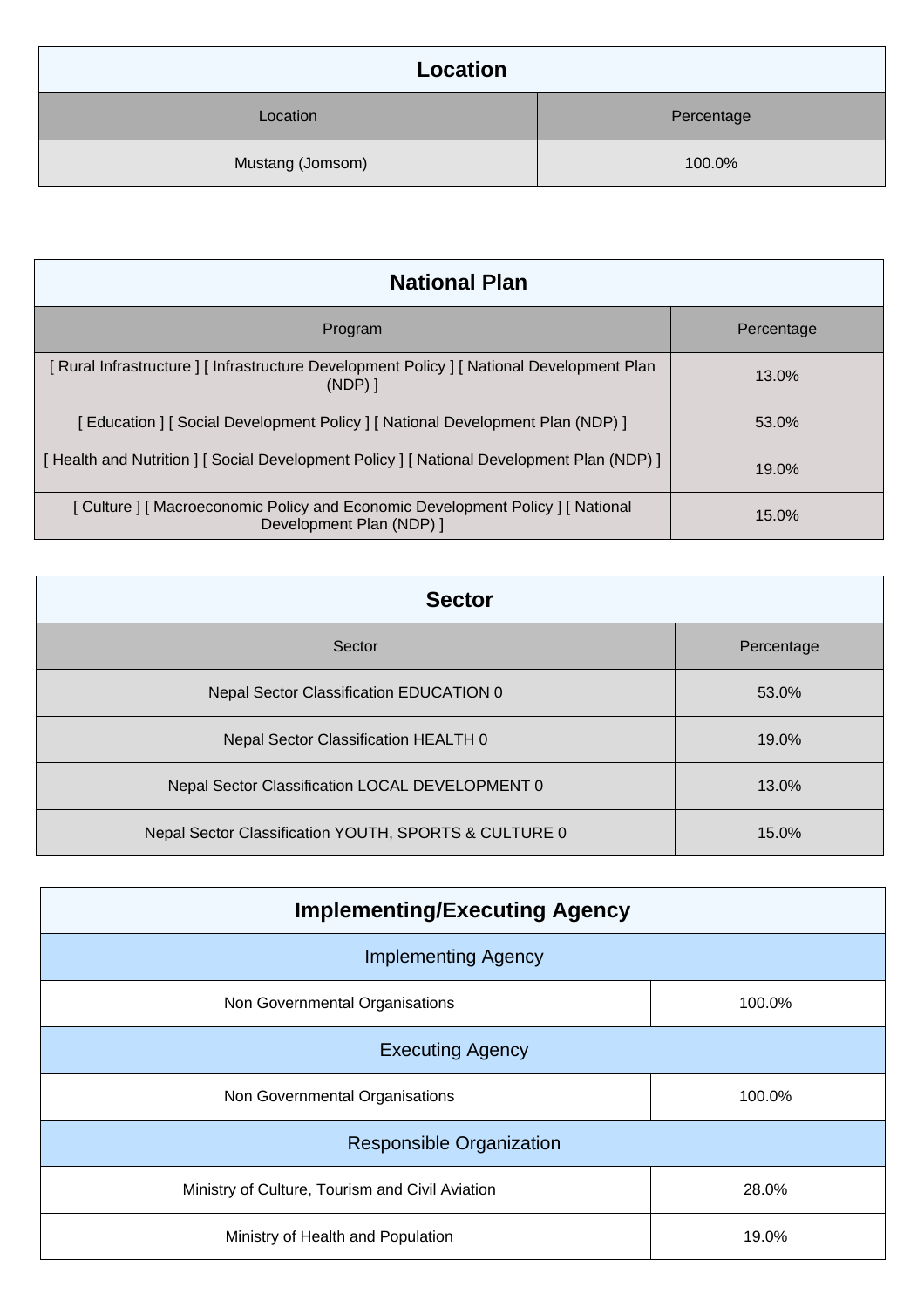## Location

| Location | Percentage |
|---|---|
| Mustang (Jomsom) | 100.0% |

## National Plan

| Program | Percentage |
|---|---|
| [ Rural Infrastructure ] [ Infrastructure Development Policy ] [ National Development Plan (NDP) ] | 13.0% |
| [ Education ] [ Social Development Policy ] [ National Development Plan (NDP) ] | 53.0% |
| [ Health and Nutrition ] [ Social Development Policy ] [ National Development Plan (NDP) ] | 19.0% |
| [ Culture ] [ Macroeconomic Policy and Economic Development Policy ] [ National Development Plan (NDP) ] | 15.0% |

## Sector

| Sector | Percentage |
|---|---|
| Nepal Sector Classification EDUCATION 0 | 53.0% |
| Nepal Sector Classification HEALTH 0 | 19.0% |
| Nepal Sector Classification LOCAL DEVELOPMENT 0 | 13.0% |
| Nepal Sector Classification YOUTH, SPORTS & CULTURE 0 | 15.0% |

## Implementing/Executing Agency

| Implementing Agency | |
|---|---|
| Non Governmental Organisations | 100.0% |
| **Executing Agency** | |
| Non Governmental Organisations | 100.0% |
| **Responsible Organization** | |
| Ministry of Culture, Tourism and Civil Aviation | 28.0% |
| Ministry of Health and Population | 19.0% |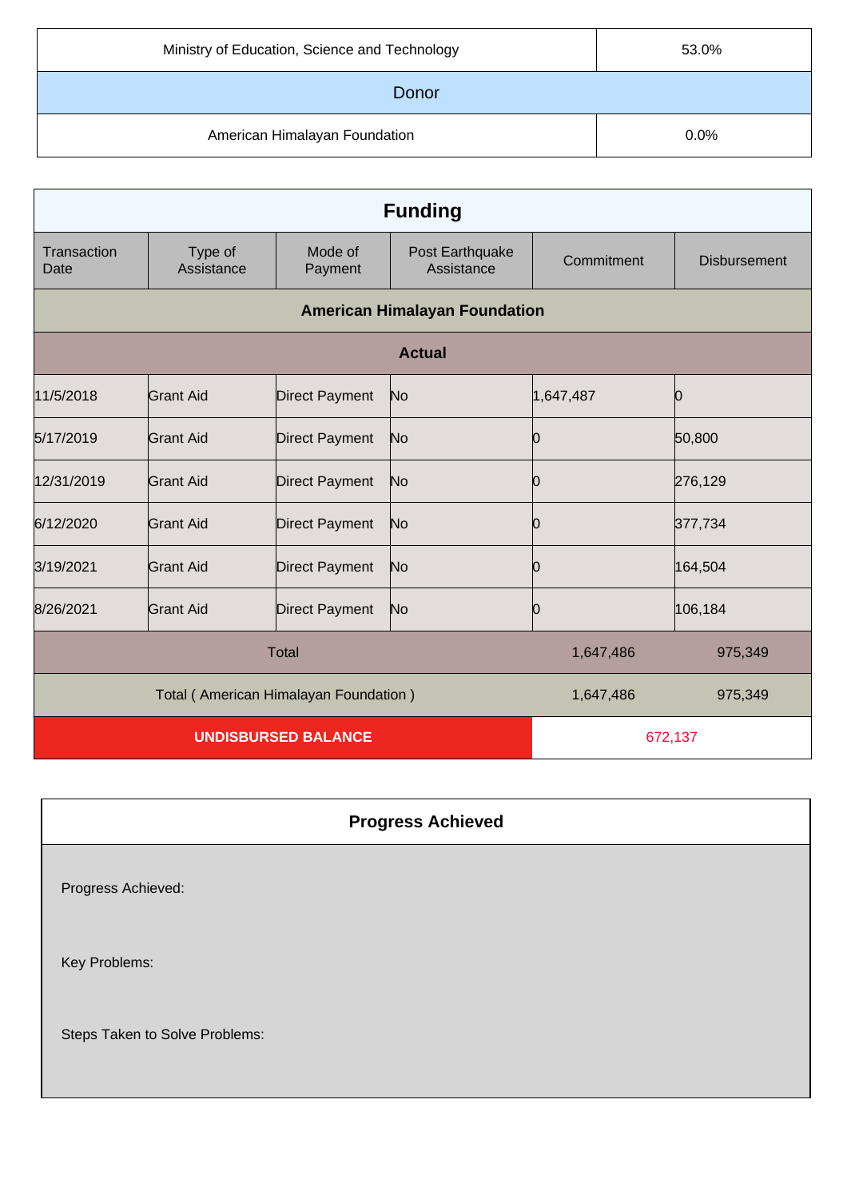| Ministry of Education, Science and Technology | 53.0% |
|---|---|
| **Donor** | |
| American Himalayan Foundation | 0.0% |

## Funding

| Transaction Date | Type of Assistance | Mode of Payment | Post Earthquake Assistance | Commitment | Disbursement |
|---|---|---|---|---|---|
| **American Himalayan Foundation** | | | | | |
| **Actual** | | | | | |
| 11/5/2018 | Grant Aid | Direct Payment | No | 1,647,487 | 0 |
| 5/17/2019 | Grant Aid | Direct Payment | No | 0 | 50,800 |
| 12/31/2019 | Grant Aid | Direct Payment | No | 0 | 276,129 |
| 6/12/2020 | Grant Aid | Direct Payment | No | 0 | 377,734 |
| 3/19/2021 | Grant Aid | Direct Payment | No | 0 | 164,504 |
| 8/26/2021 | Grant Aid | Direct Payment | No | 0 | 106,184 |
| Total | | | | 1,647,486 | 975,349 |
| Total ( American Himalayan Foundation ) | | | | 1,647,486 | 975,349 |
| **UNDISBURSED BALANCE** | | | | 672,137 | |

## Progress Achieved

Progress Achieved:

Key Problems:

Steps Taken to Solve Problems: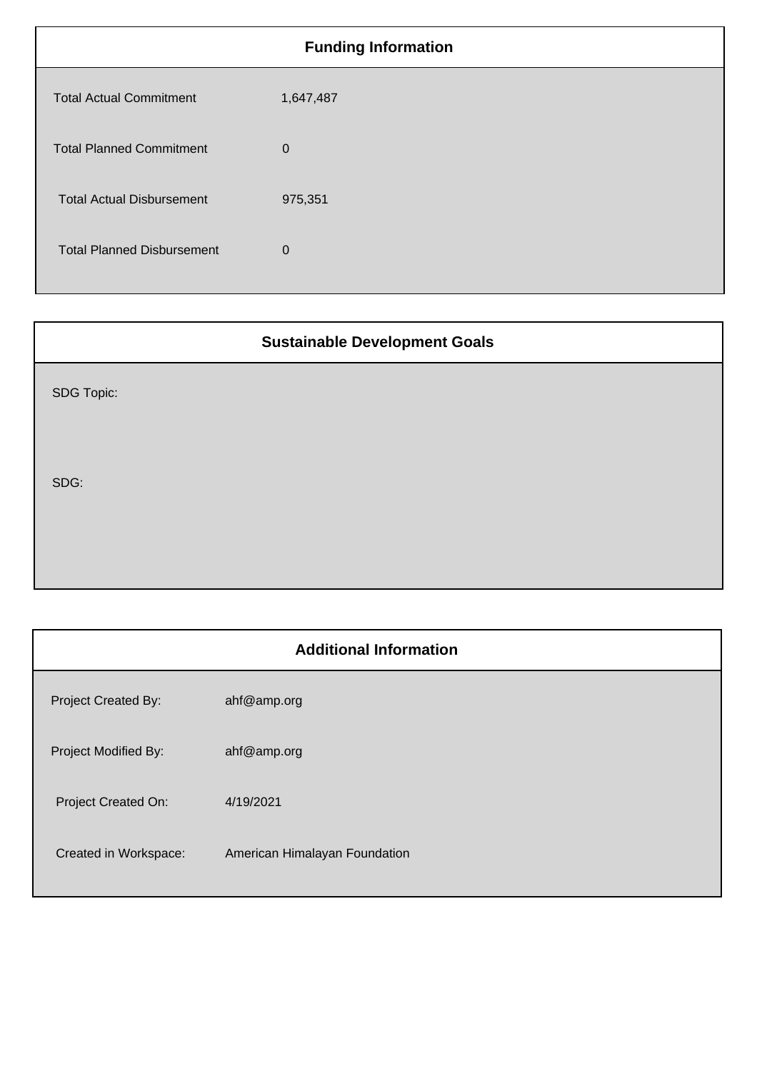## Funding Information

| | |
|---|---|
| Total Actual Commitment | 1,647,487 |
| Total Planned Commitment | 0 |
| Total Actual Disbursement | 975,351 |
| Total Planned Disbursement | 0 |

## Sustainable Development Goals

SDG Topic:

SDG:

## Additional Information

| | |
|---|---|
| Project Created By: | ahf@amp.org |
| Project Modified By: | ahf@amp.org |
| Project Created On: | 4/19/2021 |
| Created in Workspace: | American Himalayan Foundation |